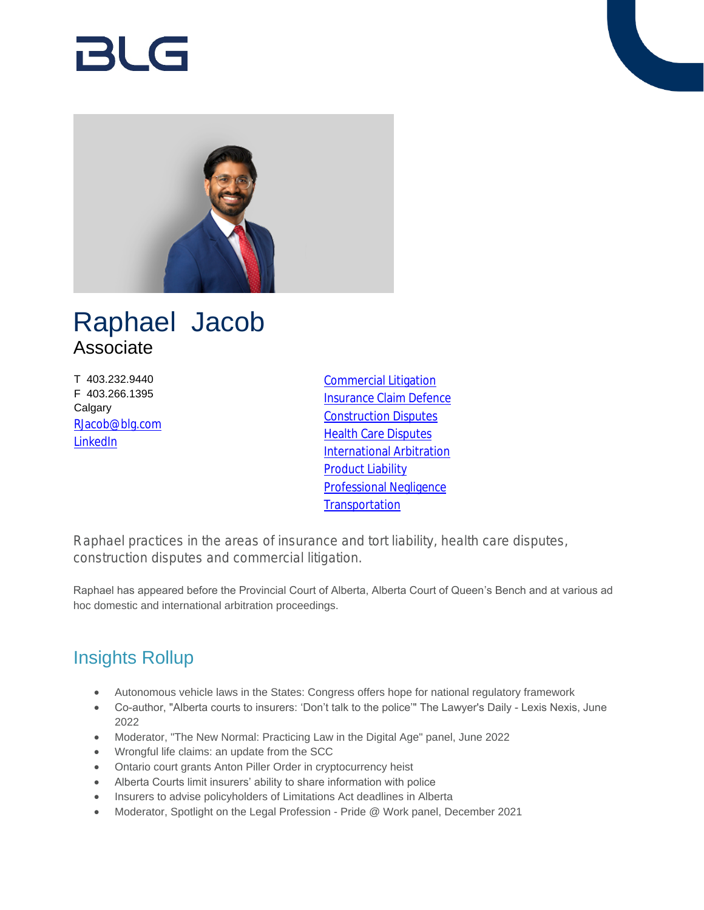BLG

# Raphael Jacob

Associate

T 403.232.9440
F 403.266.1395
Calgary
RJacob@blg.com
LinkedIn

- Commercial Litigation
- Insurance Claim Defence
- Construction Disputes
- Health Care Disputes
- International Arbitration
- Product Liability
- Professional Negligence
- Transportation

Raphael practices in the areas of insurance and tort liability, health care disputes, construction disputes and commercial litigation.

Raphael has appeared before the Provincial Court of Alberta, Alberta Court of Queen's Bench and at various ad hoc domestic and international arbitration proceedings.

## Insights Rollup

- Autonomous vehicle laws in the States: Congress offers hope for national regulatory framework
- Co-author, "Alberta courts to insurers: 'Don't talk to the police'" The Lawyer's Daily - Lexis Nexis, June 2022
- Moderator, "The New Normal: Practicing Law in the Digital Age" panel, June 2022
- Wrongful life claims: an update from the SCC
- Ontario court grants Anton Piller Order in cryptocurrency heist
- Alberta Courts limit insurers' ability to share information with police
- Insurers to advise policyholders of Limitations Act deadlines in Alberta
- Moderator, Spotlight on the Legal Profession - Pride @ Work panel, December 2021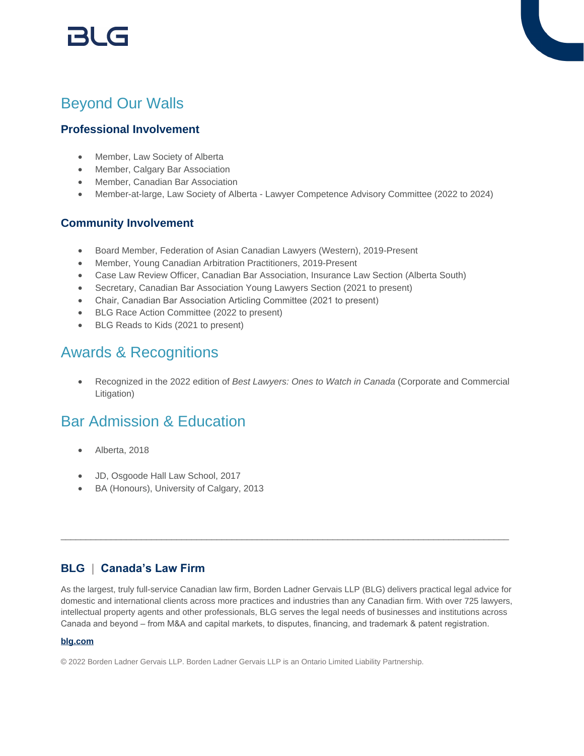## Beyond Our Walls

### Professional Involvement

- Member, Law Society of Alberta
- Member, Calgary Bar Association
- Member, Canadian Bar Association
- Member-at-large, Law Society of Alberta - Lawyer Competence Advisory Committee (2022 to 2024)

### Community Involvement

- Board Member, Federation of Asian Canadian Lawyers (Western), 2019-Present
- Member, Young Canadian Arbitration Practitioners, 2019-Present
- Case Law Review Officer, Canadian Bar Association, Insurance Law Section (Alberta South)
- Secretary, Canadian Bar Association Young Lawyers Section (2021 to present)
- Chair, Canadian Bar Association Articling Committee (2021 to present)
- BLG Race Action Committee (2022 to present)
- BLG Reads to Kids (2021 to present)

## Awards & Recognitions

- Recognized in the 2022 edition of *Best Lawyers: Ones to Watch in Canada* (Corporate and Commercial Litigation)

## Bar Admission & Education

- Alberta, 2018

- JD, Osgoode Hall Law School, 2017
- BA (Honours), University of Calgary, 2013

---

### BLG | Canada's Law Firm

As the largest, truly full-service Canadian law firm, Borden Ladner Gervais LLP (BLG) delivers practical legal advice for domestic and international clients across more practices and industries than any Canadian firm. With over 725 lawyers, intellectual property agents and other professionals, BLG serves the legal needs of businesses and institutions across Canada and beyond – from M&A and capital markets, to disputes, financing, and trademark & patent registration.

**blg.com**

© 2022 Borden Ladner Gervais LLP. Borden Ladner Gervais LLP is an Ontario Limited Liability Partnership.